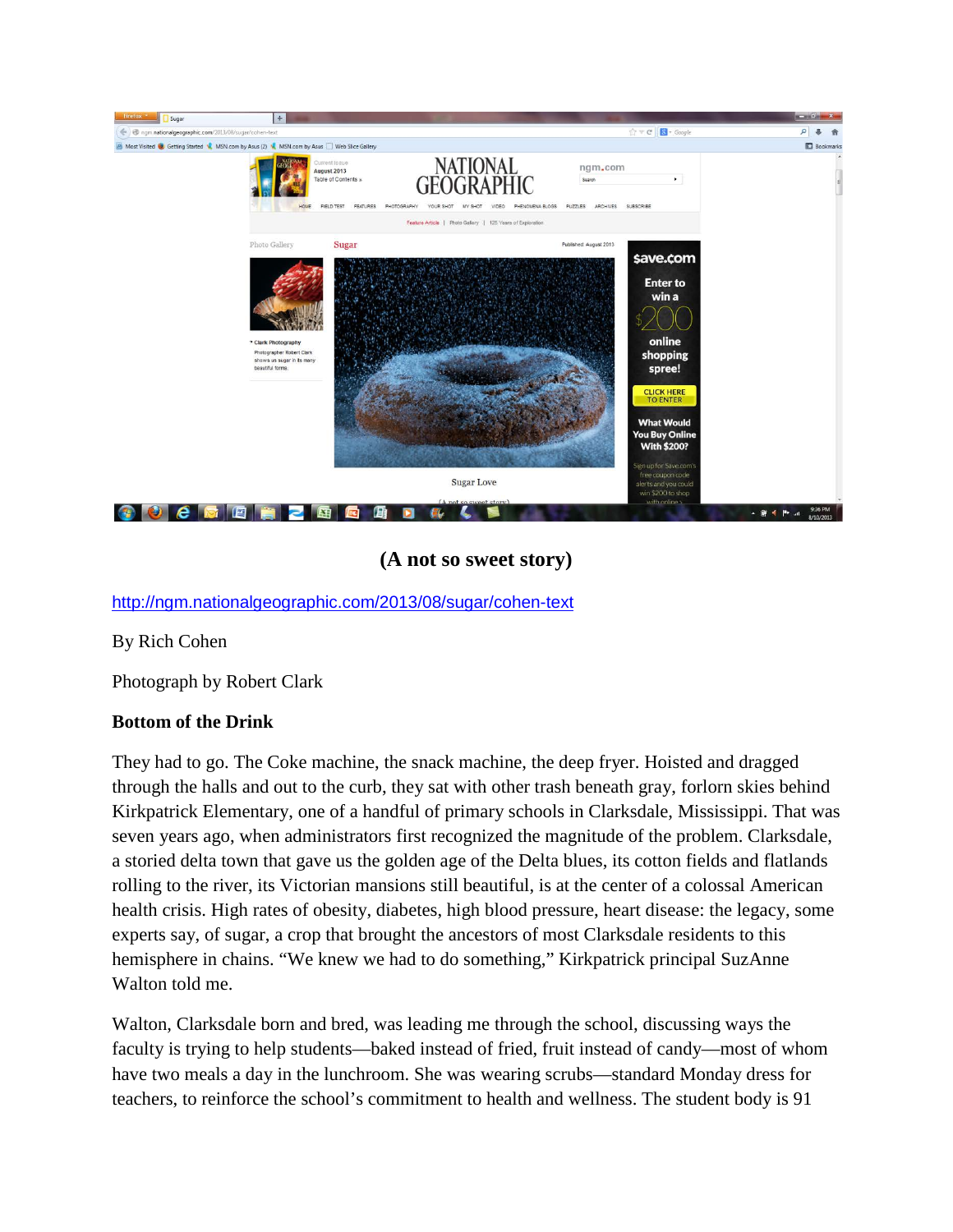**(A not so sweet story)**

http://ngm.nationalgeographic.com/2013/08/sugar/cohen-text

By Rich Cohen

Photograph by Robert Clark

**Bottom of the Drink**

They had to go. The Coke machine, the snack machine, the deep fryer. Hoisted and dragged through the halls and out to the curb, they sat with other trash beneath gray, forlorn skies behind Kirkpatrick Elementary, one of a handful of primary schools in Clarksdale, Mississippi. That was seven years ago, when administrators first recognized the magnitude of the problem. Clarksdale, a storied delta town that gave us the golden age of the Delta blues, its cotton fields and flatlands rolling to the river, its Victorian mansions still beautiful, is at the center of a colossal American health crisis. High rates of obesity, diabetes, high blood pressure, heart disease: the legacy, some experts say, of sugar, a crop that brought the ancestors of most Clarksdale residents to this hemisphere in chains. "We knew we had to do something," Kirkpatrick principal SuzAnne Walton told me.

Walton, Clarksdale born and bred, was leading me through the school, discussing ways the faculty is trying to help students—baked instead of fried, fruit instead of candy—most of whom have two meals a day in the lunchroom. She was wearing scrubs—standard Monday dress for teachers, to reinforce the school's commitment to health and wellness. The student body is 91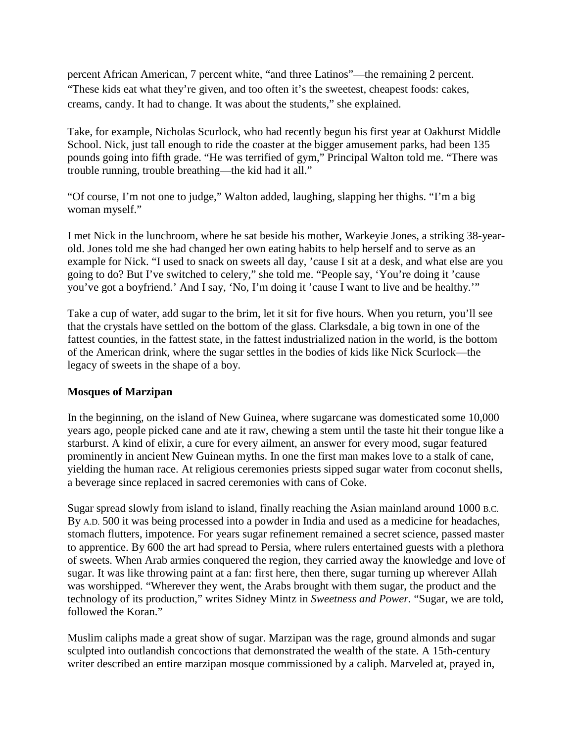percent African American, 7 percent white, “and three Latinos”—the remaining 2 percent. “These kids eat what they’re given, and too often it’s the sweetest, cheapest foods: cakes, creams, candy. It had to change. It was about the students,” she explained.

Take, for example, Nicholas Scurlock, who had recently begun his first year at Oakhurst Middle School. Nick, just tall enough to ride the coaster at the bigger amusement parks, had been 135 pounds going into fifth grade. “He was terrified of gym,” Principal Walton told me. “There was trouble running, trouble breathing—the kid had it all.”

“Of course, I’m not one to judge,” Walton added, laughing, slapping her thighs. “I’m a big woman myself.”

I met Nick in the lunchroom, where he sat beside his mother, Warkeyie Jones, a striking 38-year-old. Jones told me she had changed her own eating habits to help herself and to serve as an example for Nick. “I used to snack on sweets all day, ’cause I sit at a desk, and what else are you going to do? But I’ve switched to celery,” she told me. “People say, ‘You’re doing it ’cause you’ve got a boyfriend.’ And I say, ‘No, I’m doing it ’cause I want to live and be healthy.’”

Take a cup of water, add sugar to the brim, let it sit for five hours. When you return, you’ll see that the crystals have settled on the bottom of the glass. Clarksdale, a big town in one of the fattest counties, in the fattest state, in the fattest industrialized nation in the world, is the bottom of the American drink, where the sugar settles in the bodies of kids like Nick Scurlock—the legacy of sweets in the shape of a boy.

**Mosques of Marzipan**

In the beginning, on the island of New Guinea, where sugarcane was domesticated some 10,000 years ago, people picked cane and ate it raw, chewing a stem until the taste hit their tongue like a starburst. A kind of elixir, a cure for every ailment, an answer for every mood, sugar featured prominently in ancient New Guinean myths. In one the first man makes love to a stalk of cane, yielding the human race. At religious ceremonies priests sipped sugar water from coconut shells, a beverage since replaced in sacred ceremonies with cans of Coke.

Sugar spread slowly from island to island, finally reaching the Asian mainland around 1000 B.C. By A.D. 500 it was being processed into a powder in India and used as a medicine for headaches, stomach flutters, impotence. For years sugar refinement remained a secret science, passed master to apprentice. By 600 the art had spread to Persia, where rulers entertained guests with a plethora of sweets. When Arab armies conquered the region, they carried away the knowledge and love of sugar. It was like throwing paint at a fan: first here, then there, sugar turning up wherever Allah was worshipped. “Wherever they went, the Arabs brought with them sugar, the product and the technology of its production,” writes Sidney Mintz in *Sweetness and Power.* “Sugar, we are told, followed the Koran.”

Muslim caliphs made a great show of sugar. Marzipan was the rage, ground almonds and sugar sculpted into outlandish concoctions that demonstrated the wealth of the state. A 15th-century writer described an entire marzipan mosque commissioned by a caliph. Marveled at, prayed in,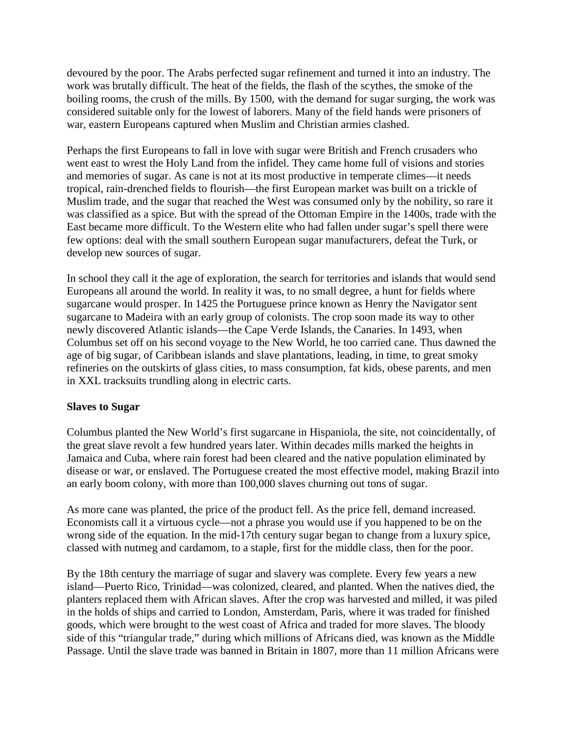devoured by the poor. The Arabs perfected sugar refinement and turned it into an industry. The work was brutally difficult. The heat of the fields, the flash of the scythes, the smoke of the boiling rooms, the crush of the mills. By 1500, with the demand for sugar surging, the work was considered suitable only for the lowest of laborers. Many of the field hands were prisoners of war, eastern Europeans captured when Muslim and Christian armies clashed.

Perhaps the first Europeans to fall in love with sugar were British and French crusaders who went east to wrest the Holy Land from the infidel. They came home full of visions and stories and memories of sugar. As cane is not at its most productive in temperate climes—it needs tropical, rain-drenched fields to flourish—the first European market was built on a trickle of Muslim trade, and the sugar that reached the West was consumed only by the nobility, so rare it was classified as a spice. But with the spread of the Ottoman Empire in the 1400s, trade with the East became more difficult. To the Western elite who had fallen under sugar's spell there were few options: deal with the small southern European sugar manufacturers, defeat the Turk, or develop new sources of sugar.

In school they call it the age of exploration, the search for territories and islands that would send Europeans all around the world. In reality it was, to no small degree, a hunt for fields where sugarcane would prosper. In 1425 the Portuguese prince known as Henry the Navigator sent sugarcane to Madeira with an early group of colonists. The crop soon made its way to other newly discovered Atlantic islands—the Cape Verde Islands, the Canaries. In 1493, when Columbus set off on his second voyage to the New World, he too carried cane. Thus dawned the age of big sugar, of Caribbean islands and slave plantations, leading, in time, to great smoky refineries on the outskirts of glass cities, to mass consumption, fat kids, obese parents, and men in XXL tracksuits trundling along in electric carts.

**Slaves to Sugar**

Columbus planted the New World's first sugarcane in Hispaniola, the site, not coincidentally, of the great slave revolt a few hundred years later. Within decades mills marked the heights in Jamaica and Cuba, where rain forest had been cleared and the native population eliminated by disease or war, or enslaved. The Portuguese created the most effective model, making Brazil into an early boom colony, with more than 100,000 slaves churning out tons of sugar.

As more cane was planted, the price of the product fell. As the price fell, demand increased. Economists call it a virtuous cycle—not a phrase you would use if you happened to be on the wrong side of the equation. In the mid-17th century sugar began to change from a luxury spice, classed with nutmeg and cardamom, to a staple, first for the middle class, then for the poor.

By the 18th century the marriage of sugar and slavery was complete. Every few years a new island—Puerto Rico, Trinidad—was colonized, cleared, and planted. When the natives died, the planters replaced them with African slaves. After the crop was harvested and milled, it was piled in the holds of ships and carried to London, Amsterdam, Paris, where it was traded for finished goods, which were brought to the west coast of Africa and traded for more slaves. The bloody side of this "triangular trade," during which millions of Africans died, was known as the Middle Passage. Until the slave trade was banned in Britain in 1807, more than 11 million Africans were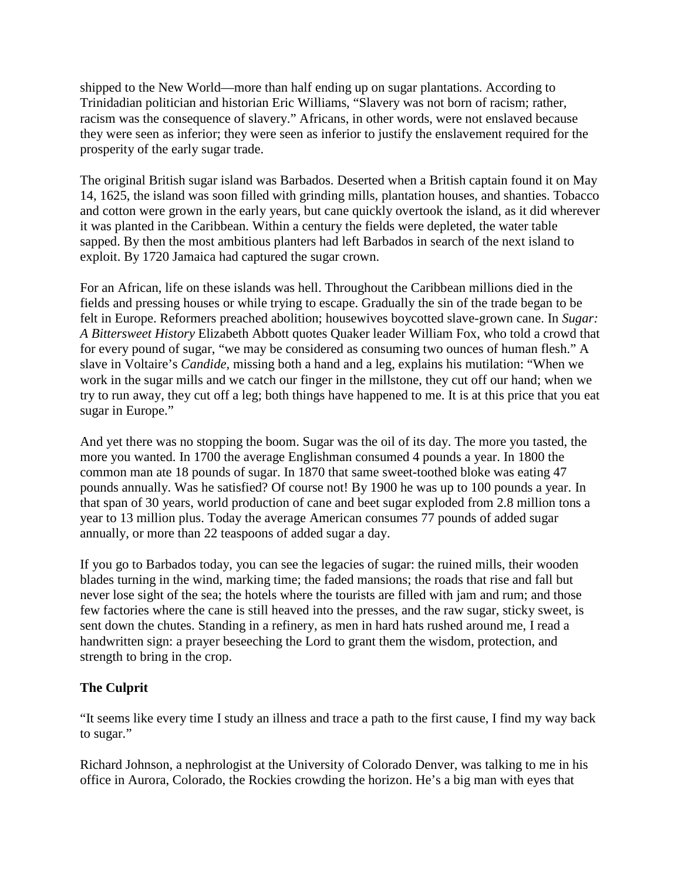shipped to the New World—more than half ending up on sugar plantations. According to Trinidadian politician and historian Eric Williams, “Slavery was not born of racism; rather, racism was the consequence of slavery.” Africans, in other words, were not enslaved because they were seen as inferior; they were seen as inferior to justify the enslavement required for the prosperity of the early sugar trade.

The original British sugar island was Barbados. Deserted when a British captain found it on May 14, 1625, the island was soon filled with grinding mills, plantation houses, and shanties. Tobacco and cotton were grown in the early years, but cane quickly overtook the island, as it did wherever it was planted in the Caribbean. Within a century the fields were depleted, the water table sapped. By then the most ambitious planters had left Barbados in search of the next island to exploit. By 1720 Jamaica had captured the sugar crown.

For an African, life on these islands was hell. Throughout the Caribbean millions died in the fields and pressing houses or while trying to escape. Gradually the sin of the trade began to be felt in Europe. Reformers preached abolition; housewives boycotted slave-grown cane. In *Sugar: A Bittersweet History* Elizabeth Abbott quotes Quaker leader William Fox, who told a crowd that for every pound of sugar, “we may be considered as consuming two ounces of human flesh.” A slave in Voltaire’s *Candide,* missing both a hand and a leg, explains his mutilation: “When we work in the sugar mills and we catch our finger in the millstone, they cut off our hand; when we try to run away, they cut off a leg; both things have happened to me. It is at this price that you eat sugar in Europe.”

And yet there was no stopping the boom. Sugar was the oil of its day. The more you tasted, the more you wanted. In 1700 the average Englishman consumed 4 pounds a year. In 1800 the common man ate 18 pounds of sugar. In 1870 that same sweet-toothed bloke was eating 47 pounds annually. Was he satisfied? Of course not! By 1900 he was up to 100 pounds a year. In that span of 30 years, world production of cane and beet sugar exploded from 2.8 million tons a year to 13 million plus. Today the average American consumes 77 pounds of added sugar annually, or more than 22 teaspoons of added sugar a day.

If you go to Barbados today, you can see the legacies of sugar: the ruined mills, their wooden blades turning in the wind, marking time; the faded mansions; the roads that rise and fall but never lose sight of the sea; the hotels where the tourists are filled with jam and rum; and those few factories where the cane is still heaved into the presses, and the raw sugar, sticky sweet, is sent down the chutes. Standing in a refinery, as men in hard hats rushed around me, I read a handwritten sign: a prayer beseeching the Lord to grant them the wisdom, protection, and strength to bring in the crop.

### The Culprit

“It seems like every time I study an illness and trace a path to the first cause, I find my way back to sugar.”

Richard Johnson, a nephrologist at the University of Colorado Denver, was talking to me in his office in Aurora, Colorado, the Rockies crowding the horizon. He’s a big man with eyes that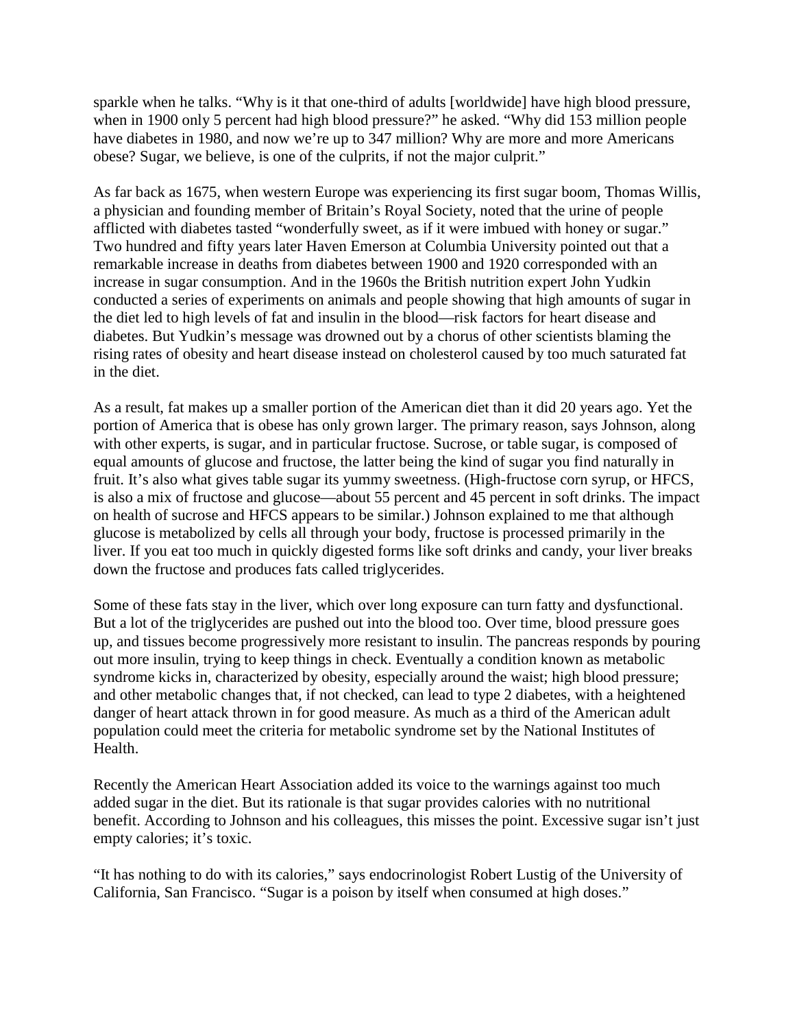sparkle when he talks. "Why is it that one-third of adults [worldwide] have high blood pressure, when in 1900 only 5 percent had high blood pressure?" he asked. "Why did 153 million people have diabetes in 1980, and now we're up to 347 million? Why are more and more Americans obese? Sugar, we believe, is one of the culprits, if not the major culprit."

As far back as 1675, when western Europe was experiencing its first sugar boom, Thomas Willis, a physician and founding member of Britain's Royal Society, noted that the urine of people afflicted with diabetes tasted "wonderfully sweet, as if it were imbued with honey or sugar." Two hundred and fifty years later Haven Emerson at Columbia University pointed out that a remarkable increase in deaths from diabetes between 1900 and 1920 corresponded with an increase in sugar consumption. And in the 1960s the British nutrition expert John Yudkin conducted a series of experiments on animals and people showing that high amounts of sugar in the diet led to high levels of fat and insulin in the blood—risk factors for heart disease and diabetes. But Yudkin's message was drowned out by a chorus of other scientists blaming the rising rates of obesity and heart disease instead on cholesterol caused by too much saturated fat in the diet.

As a result, fat makes up a smaller portion of the American diet than it did 20 years ago. Yet the portion of America that is obese has only grown larger. The primary reason, says Johnson, along with other experts, is sugar, and in particular fructose. Sucrose, or table sugar, is composed of equal amounts of glucose and fructose, the latter being the kind of sugar you find naturally in fruit. It's also what gives table sugar its yummy sweetness. (High-fructose corn syrup, or HFCS, is also a mix of fructose and glucose—about 55 percent and 45 percent in soft drinks. The impact on health of sucrose and HFCS appears to be similar.) Johnson explained to me that although glucose is metabolized by cells all through your body, fructose is processed primarily in the liver. If you eat too much in quickly digested forms like soft drinks and candy, your liver breaks down the fructose and produces fats called triglycerides.

Some of these fats stay in the liver, which over long exposure can turn fatty and dysfunctional. But a lot of the triglycerides are pushed out into the blood too. Over time, blood pressure goes up, and tissues become progressively more resistant to insulin. The pancreas responds by pouring out more insulin, trying to keep things in check. Eventually a condition known as metabolic syndrome kicks in, characterized by obesity, especially around the waist; high blood pressure; and other metabolic changes that, if not checked, can lead to type 2 diabetes, with a heightened danger of heart attack thrown in for good measure. As much as a third of the American adult population could meet the criteria for metabolic syndrome set by the National Institutes of Health.

Recently the American Heart Association added its voice to the warnings against too much added sugar in the diet. But its rationale is that sugar provides calories with no nutritional benefit. According to Johnson and his colleagues, this misses the point. Excessive sugar isn't just empty calories; it's toxic.

"It has nothing to do with its calories," says endocrinologist Robert Lustig of the University of California, San Francisco. "Sugar is a poison by itself when consumed at high doses."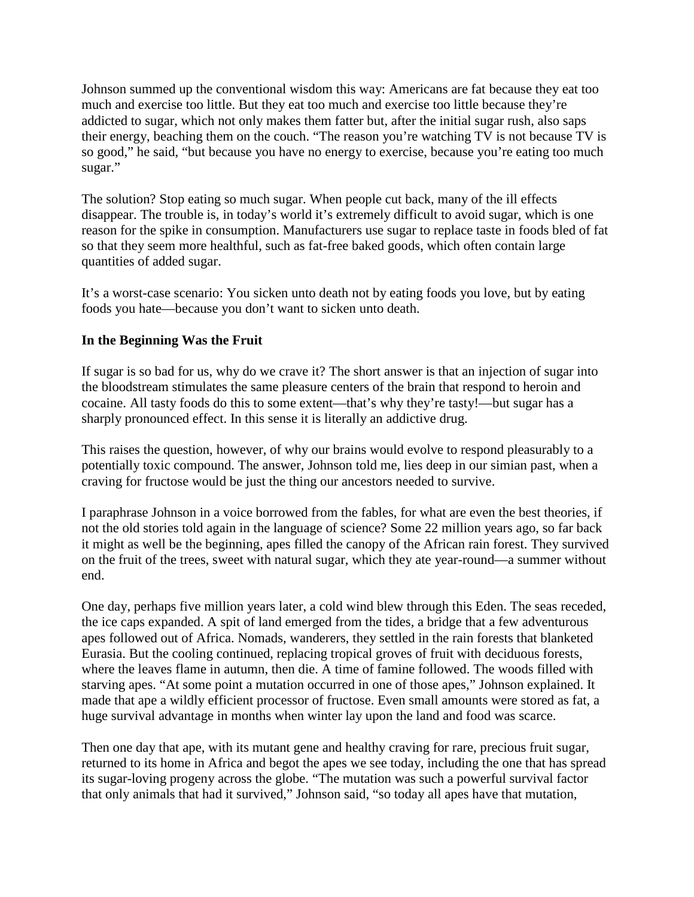Johnson summed up the conventional wisdom this way: Americans are fat because they eat too much and exercise too little. But they eat too much and exercise too little because they're addicted to sugar, which not only makes them fatter but, after the initial sugar rush, also saps their energy, beaching them on the couch. "The reason you're watching TV is not because TV is so good," he said, "but because you have no energy to exercise, because you're eating too much sugar."

The solution? Stop eating so much sugar. When people cut back, many of the ill effects disappear. The trouble is, in today's world it's extremely difficult to avoid sugar, which is one reason for the spike in consumption. Manufacturers use sugar to replace taste in foods bled of fat so that they seem more healthful, such as fat-free baked goods, which often contain large quantities of added sugar.

It's a worst-case scenario: You sicken unto death not by eating foods you love, but by eating foods you hate—because you don't want to sicken unto death.

### In the Beginning Was the Fruit

If sugar is so bad for us, why do we crave it? The short answer is that an injection of sugar into the bloodstream stimulates the same pleasure centers of the brain that respond to heroin and cocaine. All tasty foods do this to some extent—that's why they're tasty!—but sugar has a sharply pronounced effect. In this sense it is literally an addictive drug.

This raises the question, however, of why our brains would evolve to respond pleasurably to a potentially toxic compound. The answer, Johnson told me, lies deep in our simian past, when a craving for fructose would be just the thing our ancestors needed to survive.

I paraphrase Johnson in a voice borrowed from the fables, for what are even the best theories, if not the old stories told again in the language of science? Some 22 million years ago, so far back it might as well be the beginning, apes filled the canopy of the African rain forest. They survived on the fruit of the trees, sweet with natural sugar, which they ate year-round—a summer without end.

One day, perhaps five million years later, a cold wind blew through this Eden. The seas receded, the ice caps expanded. A spit of land emerged from the tides, a bridge that a few adventurous apes followed out of Africa. Nomads, wanderers, they settled in the rain forests that blanketed Eurasia. But the cooling continued, replacing tropical groves of fruit with deciduous forests, where the leaves flame in autumn, then die. A time of famine followed. The woods filled with starving apes. "At some point a mutation occurred in one of those apes," Johnson explained. It made that ape a wildly efficient processor of fructose. Even small amounts were stored as fat, a huge survival advantage in months when winter lay upon the land and food was scarce.

Then one day that ape, with its mutant gene and healthy craving for rare, precious fruit sugar, returned to its home in Africa and begot the apes we see today, including the one that has spread its sugar-loving progeny across the globe. "The mutation was such a powerful survival factor that only animals that had it survived," Johnson said, "so today all apes have that mutation,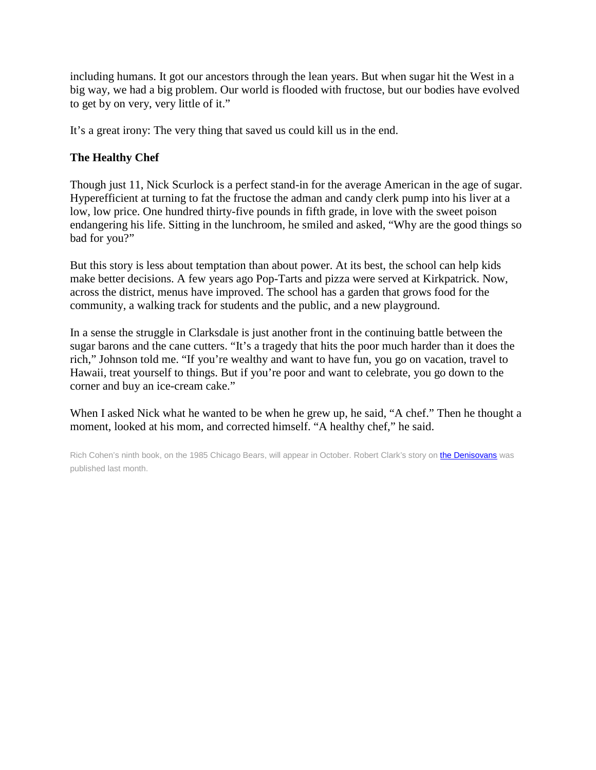including humans. It got our ancestors through the lean years. But when sugar hit the West in a big way, we had a big problem. Our world is flooded with fructose, but our bodies have evolved to get by on very, very little of it."

It's a great irony: The very thing that saved us could kill us in the end.

**The Healthy Chef**

Though just 11, Nick Scurlock is a perfect stand-in for the average American in the age of sugar. Hyperefficient at turning to fat the fructose the adman and candy clerk pump into his liver at a low, low price. One hundred thirty-five pounds in fifth grade, in love with the sweet poison endangering his life. Sitting in the lunchroom, he smiled and asked, "Why are the good things so bad for you?"

But this story is less about temptation than about power. At its best, the school can help kids make better decisions. A few years ago Pop-Tarts and pizza were served at Kirkpatrick. Now, across the district, menus have improved. The school has a garden that grows food for the community, a walking track for students and the public, and a new playground.

In a sense the struggle in Clarksdale is just another front in the continuing battle between the sugar barons and the cane cutters. "It's a tragedy that hits the poor much harder than it does the rich," Johnson told me. "If you're wealthy and want to have fun, you go on vacation, travel to Hawaii, treat yourself to things. But if you're poor and want to celebrate, you go down to the corner and buy an ice-cream cake."

When I asked Nick what he wanted to be when he grew up, he said, "A chef." Then he thought a moment, looked at his mom, and corrected himself. "A healthy chef," he said.

Rich Cohen's ninth book, on the 1985 Chicago Bears, will appear in October. Robert Clark's story on the Denisovans was published last month.